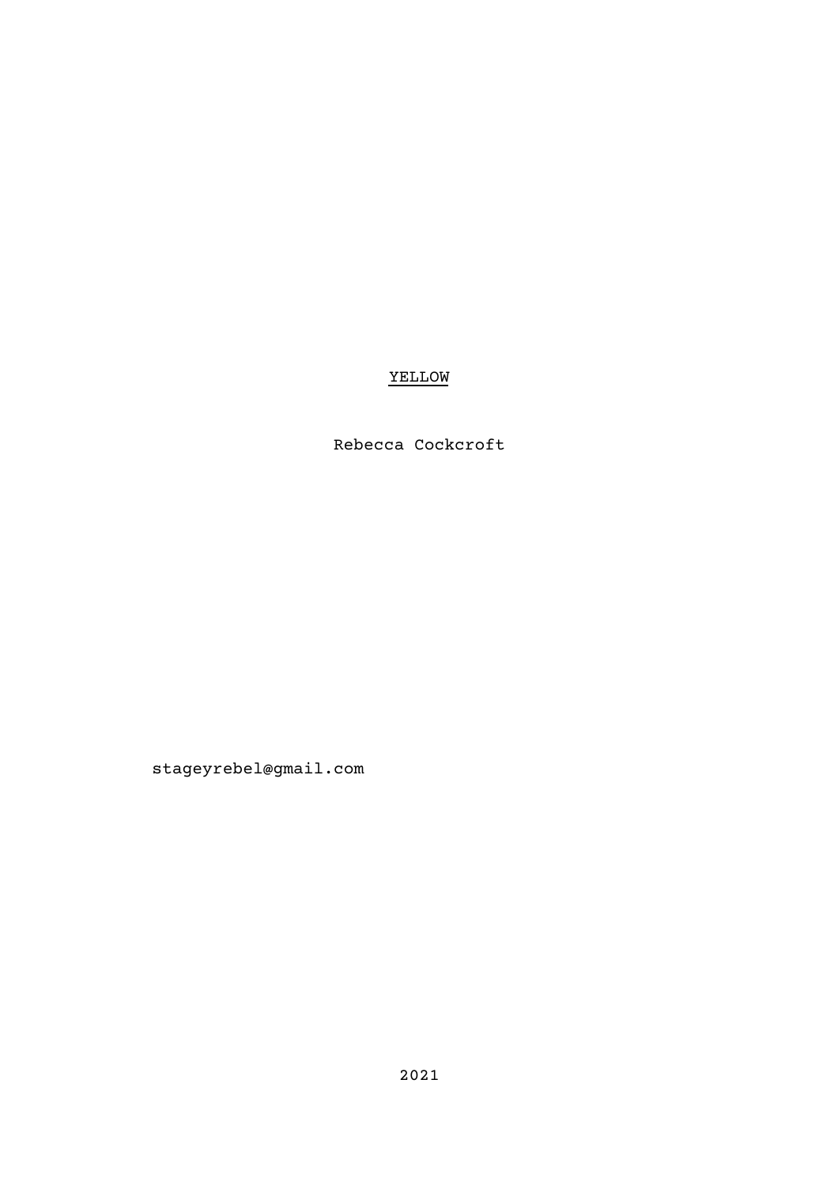# YELLOW

Rebecca Cockcroft

stageyrebel@gmail.com

2021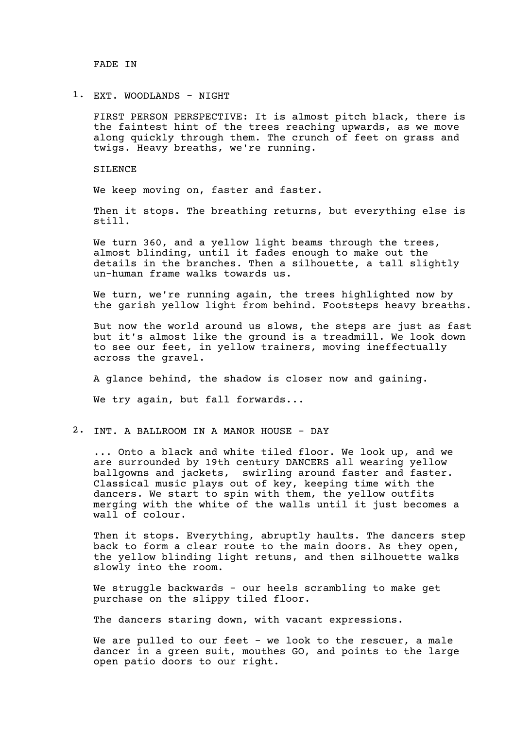FADE IN

1. EXT. WOODLANDS - NIGHT

FIRST PERSON PERSPECTIVE: It is almost pitch black, there is the faintest hint of the trees reaching upwards, as we move along quickly through them. The crunch of feet on grass and twigs. Heavy breaths, we're running.

SILENCE

We keep moving on, faster and faster.

Then it stops. The breathing returns, but everything else is still.

We turn 360, and a yellow light beams through the trees, almost blinding, until it fades enough to make out the details in the branches. Then a silhouette, a tall slightly un-human frame walks towards us.

We turn, we're running again, the trees highlighted now by the garish yellow light from behind. Footsteps heavy breaths.

But now the world around us slows, the steps are just as fast but it's almost like the ground is a treadmill. We look down to see our feet, in yellow trainers, moving ineffectually across the gravel.

A glance behind, the shadow is closer now and gaining.

We try again, but fall forwards...

2. INT. A BALLROOM IN A MANOR HOUSE - DAY

... Onto a black and white tiled floor. We look up, and we are surrounded by 19th century DANCERS all wearing yellow ballgowns and jackets, swirling around faster and faster. Classical music plays out of key, keeping time with the dancers. We start to spin with them, the yellow outfits merging with the white of the walls until it just becomes a wall of colour.

Then it stops. Everything, abruptly haults. The dancers step back to form a clear route to the main doors. As they open, the yellow blinding light retuns, and then silhouette walks slowly into the room.

We struggle backwards - our heels scrambling to make get purchase on the slippy tiled floor.

The dancers staring down, with vacant expressions.

We are pulled to our feet - we look to the rescuer, a male dancer in a green suit, mouthes GO, and points to the large open patio doors to our right.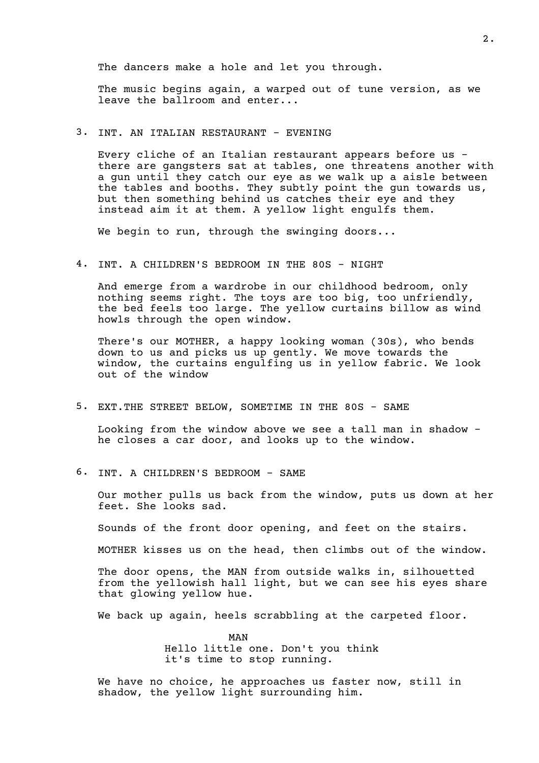The dancers make a hole and let you through.

The music begins again, a warped out of tune version, as we leave the ballroom and enter...

3. INT. AN ITALIAN RESTAURANT - EVENING

Every cliche of an Italian restaurant appears before us - there are gangsters sat at tables, one threatens another with a gun until they catch our eye as we walk up a aisle between the tables and booths. They subtly point the gun towards us, but then something behind us catches their eye and they instead aim it at them. A yellow light engulfs them.

We begin to run, through the swinging doors...

4. INT. A CHILDREN'S BEDROOM IN THE 80S - NIGHT

And emerge from a wardrobe in our childhood bedroom, only nothing seems right. The toys are too big, too unfriendly, the bed feels too large. The yellow curtains billow as wind howls through the open window.

There's our MOTHER, a happy looking woman (30s), who bends down to us and picks us up gently. We move towards the window, the curtains engulfing us in yellow fabric. We look out of the window

5. EXT.THE STREET BELOW, SOMETIME IN THE 80S - SAME

Looking from the window above we see a tall man in shadow - he closes a car door, and looks up to the window.

6. INT. A CHILDREN'S BEDROOM - SAME

Our mother pulls us back from the window, puts us down at her feet. She looks sad.

Sounds of the front door opening, and feet on the stairs.

MOTHER kisses us on the head, then climbs out of the window.

The door opens, the MAN from outside walks in, silhouetted from the yellowish hall light, but we can see his eyes share that glowing yellow hue.

We back up again, heels scrabbling at the carpeted floor.

MAN

Hello little one. Don't you think it's time to stop running.

We have no choice, he approaches us faster now, still in shadow, the yellow light surrounding him.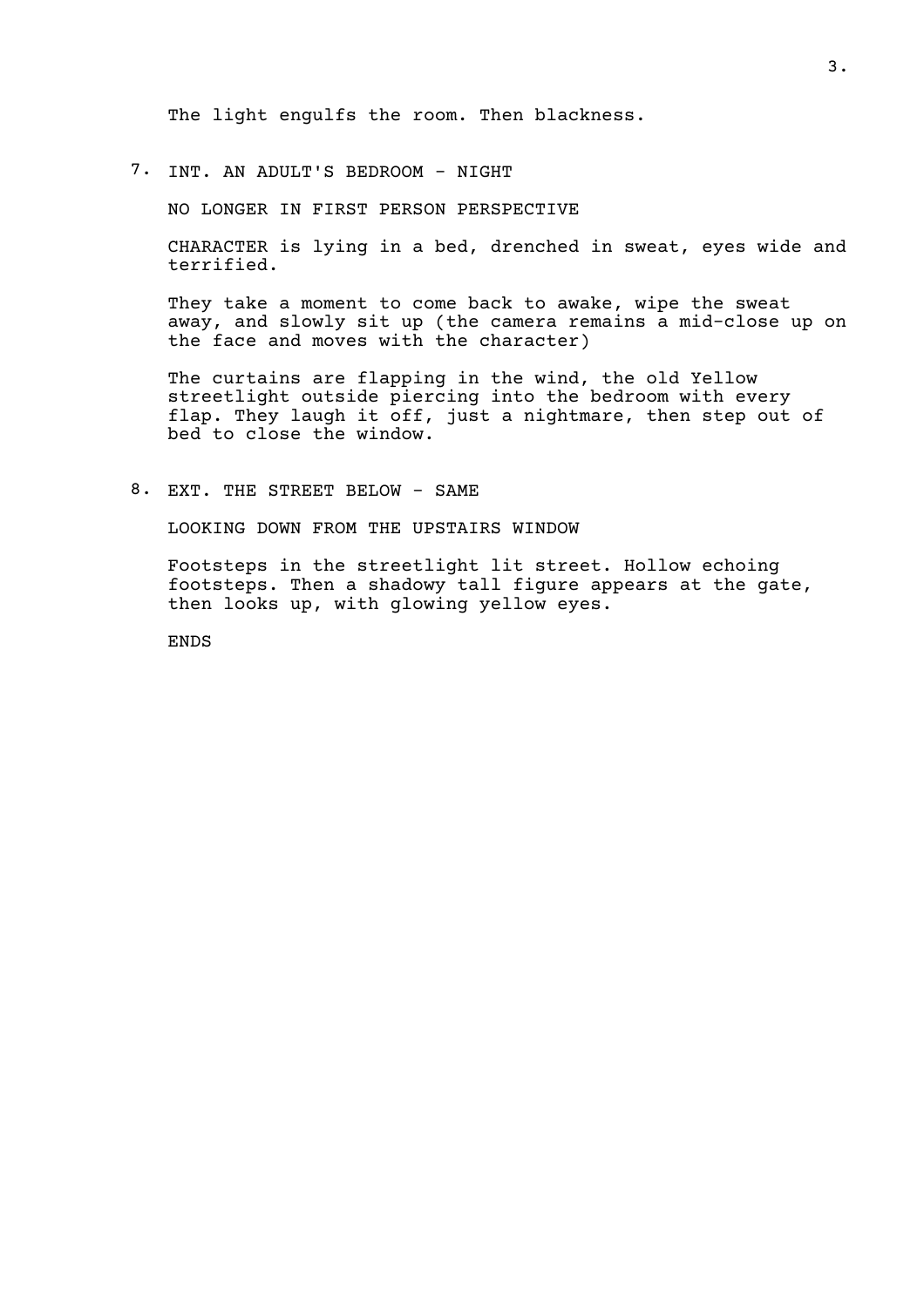The light engulfs the room. Then blackness.

7. INT. AN ADULT'S BEDROOM - NIGHT

NO LONGER IN FIRST PERSON PERSPECTIVE

CHARACTER is lying in a bed, drenched in sweat, eyes wide and terrified.

They take a moment to come back to awake, wipe the sweat away, and slowly sit up (the camera remains a mid-close up on the face and moves with the character)

The curtains are flapping in the wind, the old Yellow streetlight outside piercing into the bedroom with every flap. They laugh it off, just a nightmare, then step out of bed to close the window.

8. EXT. THE STREET BELOW - SAME

LOOKING DOWN FROM THE UPSTAIRS WINDOW

Footsteps in the streetlight lit street. Hollow echoing footsteps. Then a shadowy tall figure appears at the gate, then looks up, with glowing yellow eyes.

ENDS